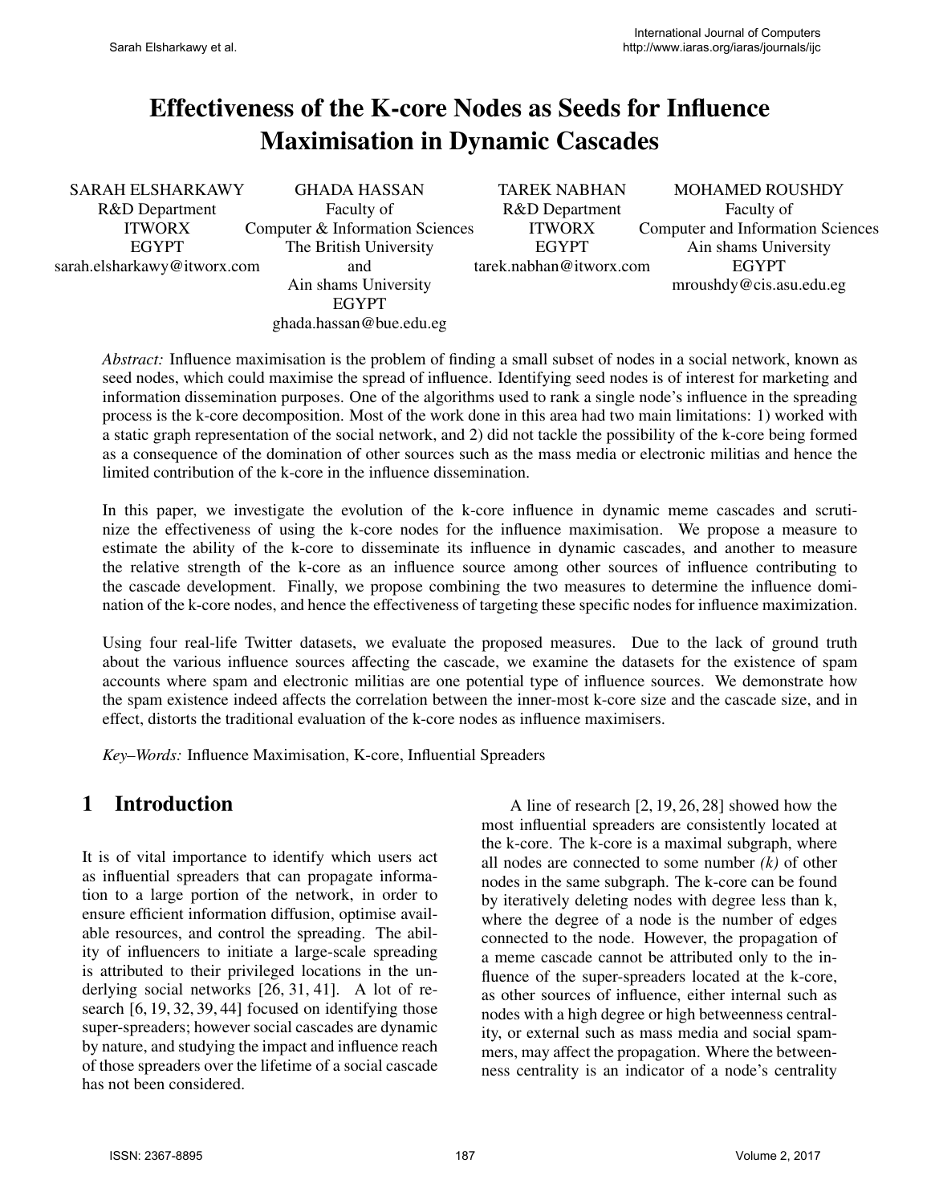# Effectiveness of the K-core Nodes as Seeds for Influence Maximisation in Dynamic Cascades

SARAH ELSHARKAWY
R&D Department
ITWORX
EGYPT
sarah.elsharkawy@itworx.com

GHADA HASSAN
Faculty of
Computer & Information Sciences
The British University
and
Ain shams University
EGYPT
ghada.hassan@bue.edu.eg

TAREK NABHAN
R&D Department
ITWORX
EGYPT
tarek.nabhan@itworx.com

MOHAMED ROUSHDY
Faculty of
Computer and Information Sciences
Ain shams University
EGYPT
mroushdy@cis.asu.edu.eg

*Abstract:* Influence maximisation is the problem of finding a small subset of nodes in a social network, known as seed nodes, which could maximise the spread of influence. Identifying seed nodes is of interest for marketing and information dissemination purposes. One of the algorithms used to rank a single node's influence in the spreading process is the k-core decomposition. Most of the work done in this area had two main limitations: 1) worked with a static graph representation of the social network, and 2) did not tackle the possibility of the k-core being formed as a consequence of the domination of other sources such as the mass media or electronic militias and hence the limited contribution of the k-core in the influence dissemination.

In this paper, we investigate the evolution of the k-core influence in dynamic meme cascades and scrutinize the effectiveness of using the k-core nodes for the influence maximisation. We propose a measure to estimate the ability of the k-core to disseminate its influence in dynamic cascades, and another to measure the relative strength of the k-core as an influence source among other sources of influence contributing to the cascade development. Finally, we propose combining the two measures to determine the influence domination of the k-core nodes, and hence the effectiveness of targeting these specific nodes for influence maximization.

Using four real-life Twitter datasets, we evaluate the proposed measures. Due to the lack of ground truth about the various influence sources affecting the cascade, we examine the datasets for the existence of spam accounts where spam and electronic militias are one potential type of influence sources. We demonstrate how the spam existence indeed affects the correlation between the inner-most k-core size and the cascade size, and in effect, distorts the traditional evaluation of the k-core nodes as influence maximisers.

*Key–Words:* Influence Maximisation, K-core, Influential Spreaders

## 1 Introduction

It is of vital importance to identify which users act as influential spreaders that can propagate information to a large portion of the network, in order to ensure efficient information diffusion, optimise available resources, and control the spreading. The ability of influencers to initiate a large-scale spreading is attributed to their privileged locations in the underlying social networks [26, 31, 41]. A lot of research [6, 19, 32, 39, 44] focused on identifying those super-spreaders; however social cascades are dynamic by nature, and studying the impact and influence reach of those spreaders over the lifetime of a social cascade has not been considered.

A line of research [2, 19, 26, 28] showed how the most influential spreaders are consistently located at the k-core. The k-core is a maximal subgraph, where all nodes are connected to some number *(k)* of other nodes in the same subgraph. The k-core can be found by iteratively deleting nodes with degree less than k, where the degree of a node is the number of edges connected to the node. However, the propagation of a meme cascade cannot be attributed only to the influence of the super-spreaders located at the k-core, as other sources of influence, either internal such as nodes with a high degree or high betweenness centrality, or external such as mass media and social spammers, may affect the propagation. Where the betweenness centrality is an indicator of a node's centrality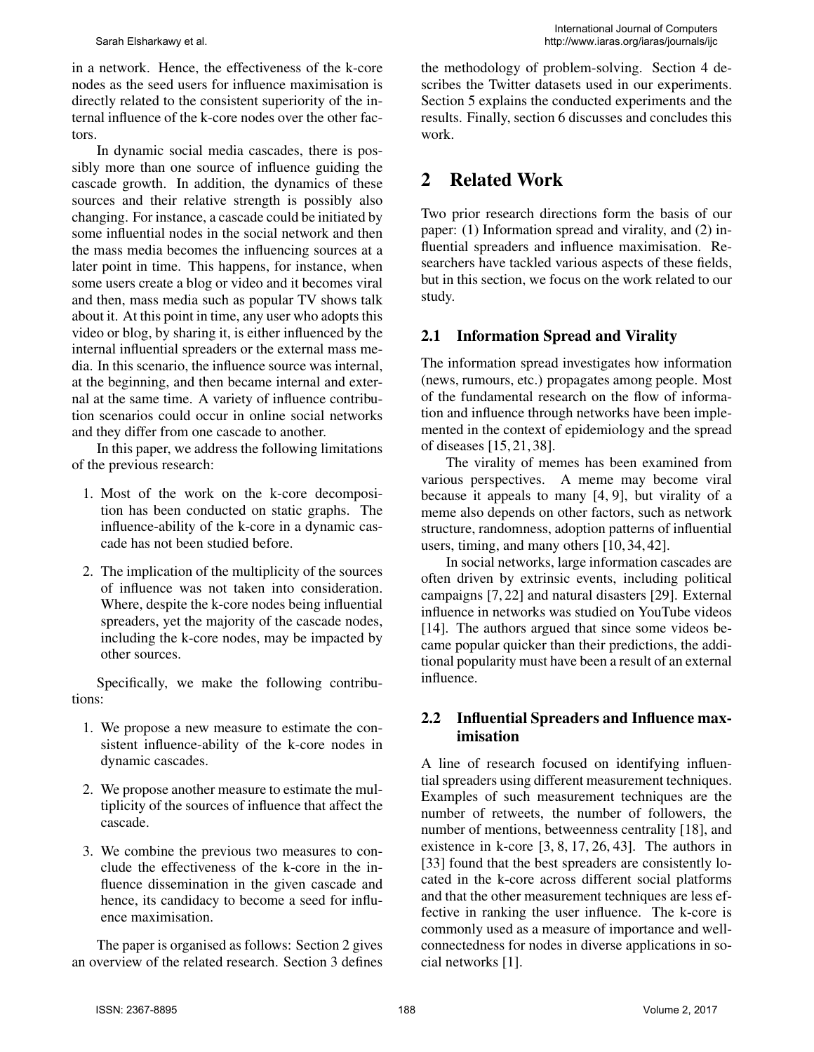in a network. Hence, the effectiveness of the k-core nodes as the seed users for influence maximisation is directly related to the consistent superiority of the internal influence of the k-core nodes over the other factors.

In dynamic social media cascades, there is possibly more than one source of influence guiding the cascade growth. In addition, the dynamics of these sources and their relative strength is possibly also changing. For instance, a cascade could be initiated by some influential nodes in the social network and then the mass media becomes the influencing sources at a later point in time. This happens, for instance, when some users create a blog or video and it becomes viral and then, mass media such as popular TV shows talk about it. At this point in time, any user who adopts this video or blog, by sharing it, is either influenced by the internal influential spreaders or the external mass media. In this scenario, the influence source was internal, at the beginning, and then became internal and external at the same time. A variety of influence contribution scenarios could occur in online social networks and they differ from one cascade to another.

In this paper, we address the following limitations of the previous research:

1. Most of the work on the k-core decomposition has been conducted on static graphs. The influence-ability of the k-core in a dynamic cascade has not been studied before.
2. The implication of the multiplicity of the sources of influence was not taken into consideration. Where, despite the k-core nodes being influential spreaders, yet the majority of the cascade nodes, including the k-core nodes, may be impacted by other sources.

Specifically, we make the following contributions:

1. We propose a new measure to estimate the consistent influence-ability of the k-core nodes in dynamic cascades.
2. We propose another measure to estimate the multiplicity of the sources of influence that affect the cascade.
3. We combine the previous two measures to conclude the effectiveness of the k-core in the influence dissemination in the given cascade and hence, its candidacy to become a seed for influence maximisation.

The paper is organised as follows: Section 2 gives an overview of the related research. Section 3 defines the methodology of problem-solving. Section 4 describes the Twitter datasets used in our experiments. Section 5 explains the conducted experiments and the results. Finally, section 6 discusses and concludes this work.

## 2 Related Work

Two prior research directions form the basis of our paper: (1) Information spread and virality, and (2) influential spreaders and influence maximisation. Researchers have tackled various aspects of these fields, but in this section, we focus on the work related to our study.

### 2.1 Information Spread and Virality

The information spread investigates how information (news, rumours, etc.) propagates among people. Most of the fundamental research on the flow of information and influence through networks have been implemented in the context of epidemiology and the spread of diseases [15, 21, 38].

The virality of memes has been examined from various perspectives. A meme may become viral because it appeals to many [4, 9], but virality of a meme also depends on other factors, such as network structure, randomness, adoption patterns of influential users, timing, and many others [10, 34, 42].

In social networks, large information cascades are often driven by extrinsic events, including political campaigns [7, 22] and natural disasters [29]. External influence in networks was studied on YouTube videos [14]. The authors argued that since some videos became popular quicker than their predictions, the additional popularity must have been a result of an external influence.

### 2.2 Influential Spreaders and Influence maximisation

A line of research focused on identifying influential spreaders using different measurement techniques. Examples of such measurement techniques are the number of retweets, the number of followers, the number of mentions, betweenness centrality [18], and existence in k-core [3, 8, 17, 26, 43]. The authors in [33] found that the best spreaders are consistently located in the k-core across different social platforms and that the other measurement techniques are less effective in ranking the user influence. The k-core is commonly used as a measure of importance and well-connectedness for nodes in diverse applications in social networks [1].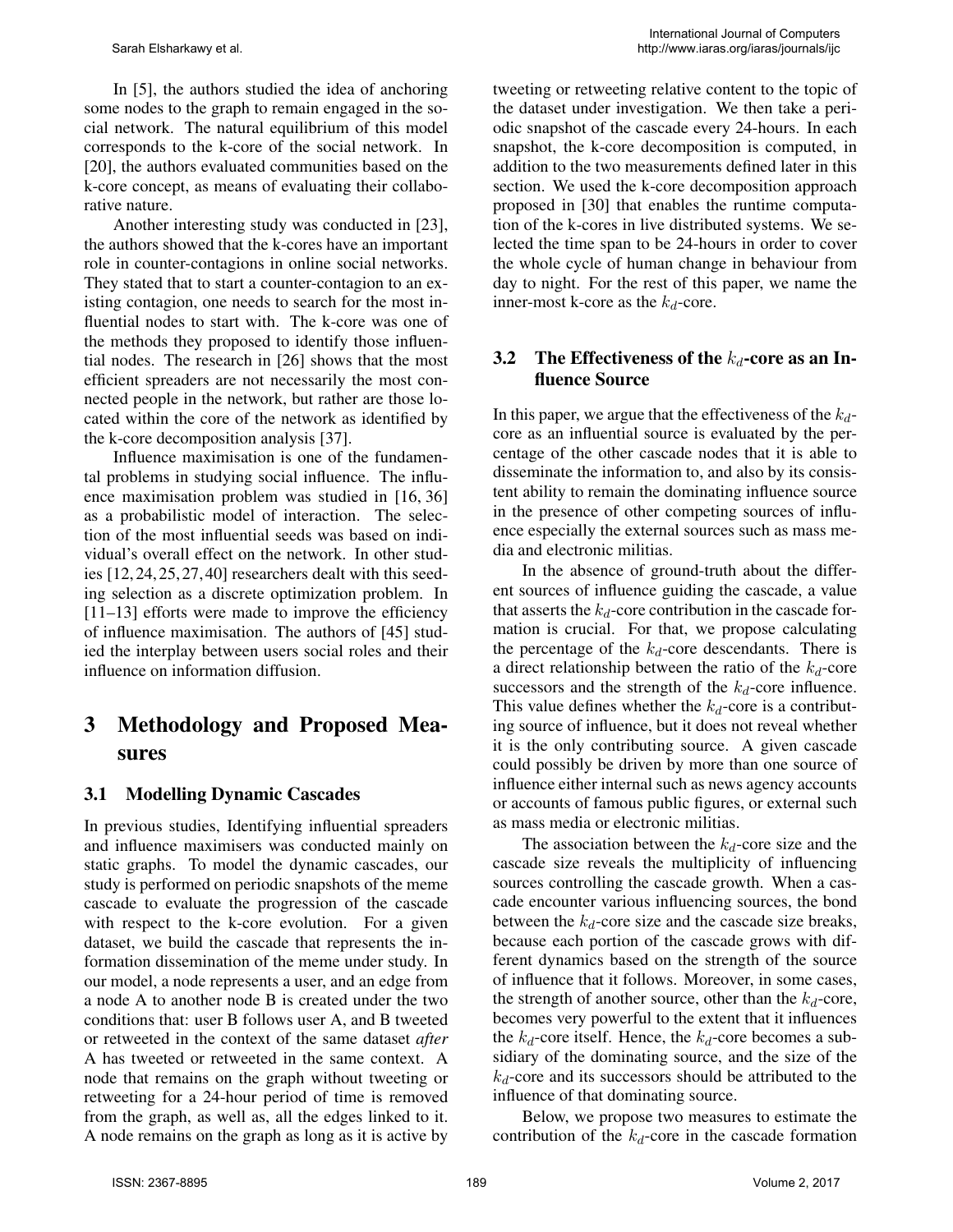In [5], the authors studied the idea of anchoring some nodes to the graph to remain engaged in the social network. The natural equilibrium of this model corresponds to the k-core of the social network. In [20], the authors evaluated communities based on the k-core concept, as means of evaluating their collaborative nature.

Another interesting study was conducted in [23], the authors showed that the k-cores have an important role in counter-contagions in online social networks. They stated that to start a counter-contagion to an existing contagion, one needs to search for the most influential nodes to start with. The k-core was one of the methods they proposed to identify those influential nodes. The research in [26] shows that the most efficient spreaders are not necessarily the most connected people in the network, but rather are those located within the core of the network as identified by the k-core decomposition analysis [37].

Influence maximisation is one of the fundamental problems in studying social influence. The influence maximisation problem was studied in [16, 36] as a probabilistic model of interaction. The selection of the most influential seeds was based on individual's overall effect on the network. In other studies [12, 24, 25, 27, 40] researchers dealt with this seeding selection as a discrete optimization problem. In [11–13] efforts were made to improve the efficiency of influence maximisation. The authors of [45] studied the interplay between users social roles and their influence on information diffusion.

# 3 Methodology and Proposed Measures

## 3.1 Modelling Dynamic Cascades

In previous studies, Identifying influential spreaders and influence maximisers was conducted mainly on static graphs. To model the dynamic cascades, our study is performed on periodic snapshots of the meme cascade to evaluate the progression of the cascade with respect to the k-core evolution. For a given dataset, we build the cascade that represents the information dissemination of the meme under study. In our model, a node represents a user, and an edge from a node A to another node B is created under the two conditions that: user B follows user A, and B tweeted or retweeted in the context of the same dataset *after* A has tweeted or retweeted in the same context. A node that remains on the graph without tweeting or retweeting for a 24-hour period of time is removed from the graph, as well as, all the edges linked to it. A node remains on the graph as long as it is active by tweeting or retweeting relative content to the topic of the dataset under investigation. We then take a periodic snapshot of the cascade every 24-hours. In each snapshot, the k-core decomposition is computed, in addition to the two measurements defined later in this section. We used the k-core decomposition approach proposed in [30] that enables the runtime computation of the k-cores in live distributed systems. We selected the time span to be 24-hours in order to cover the whole cycle of human change in behaviour from day to night. For the rest of this paper, we name the inner-most k-core as the $k_d$-core.

## 3.2 The Effectiveness of the $k_d$-core as an Influence Source

In this paper, we argue that the effectiveness of the $k_d$-core as an influential source is evaluated by the percentage of the other cascade nodes that it is able to disseminate the information to, and also by its consistent ability to remain the dominating influence source in the presence of other competing sources of influence especially the external sources such as mass media and electronic militias.

In the absence of ground-truth about the different sources of influence guiding the cascade, a value that asserts the $k_d$-core contribution in the cascade formation is crucial. For that, we propose calculating the percentage of the $k_d$-core descendants. There is a direct relationship between the ratio of the $k_d$-core successors and the strength of the $k_d$-core influence. This value defines whether the $k_d$-core is a contributing source of influence, but it does not reveal whether it is the only contributing source. A given cascade could possibly be driven by more than one source of influence either internal such as news agency accounts or accounts of famous public figures, or external such as mass media or electronic militias.

The association between the $k_d$-core size and the cascade size reveals the multiplicity of influencing sources controlling the cascade growth. When a cascade encounter various influencing sources, the bond between the $k_d$-core size and the cascade size breaks, because each portion of the cascade grows with different dynamics based on the strength of the source of influence that it follows. Moreover, in some cases, the strength of another source, other than the $k_d$-core, becomes very powerful to the extent that it influences the $k_d$-core itself. Hence, the $k_d$-core becomes a subsidiary of the dominating source, and the size of the $k_d$-core and its successors should be attributed to the influence of that dominating source.

Below, we propose two measures to estimate the contribution of the $k_d$-core in the cascade formation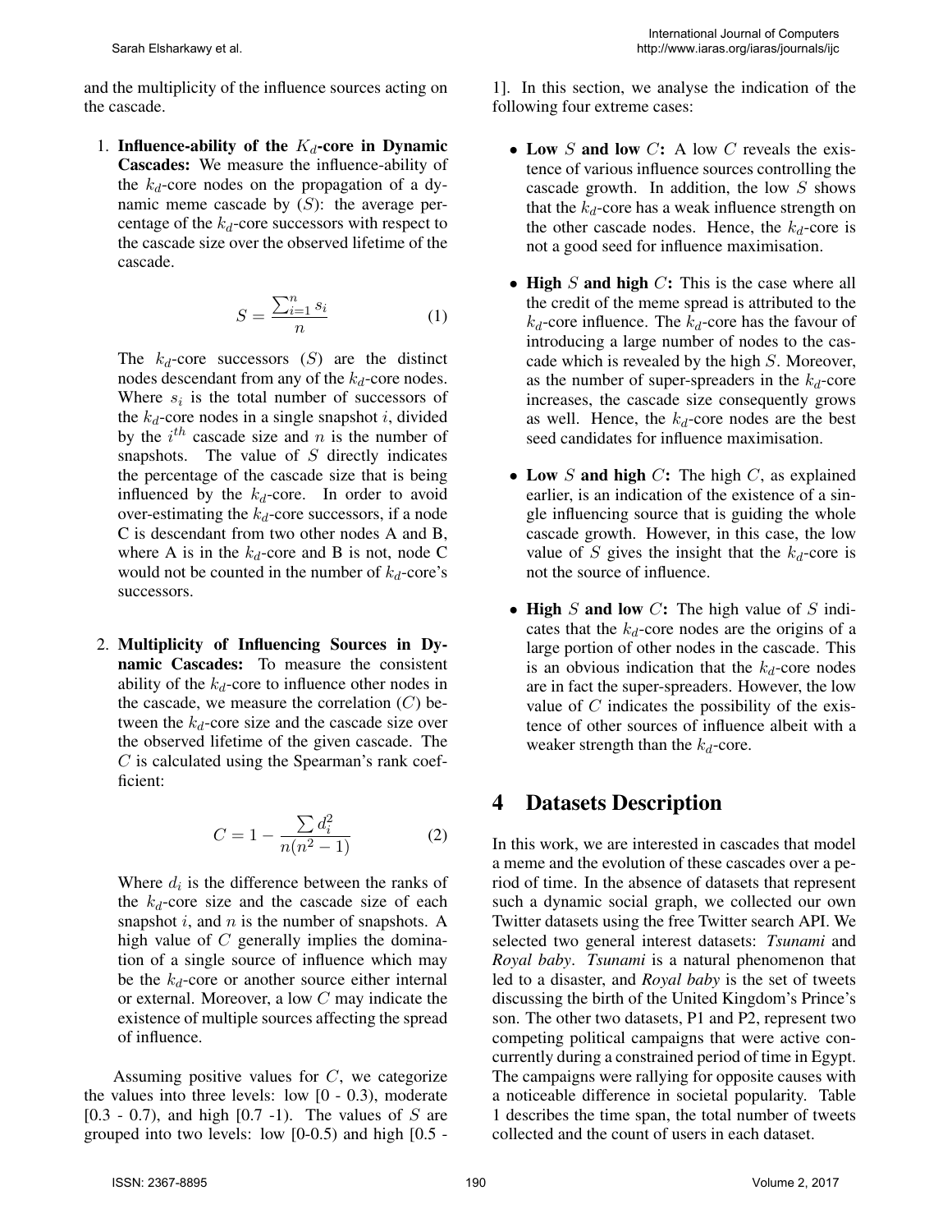and the multiplicity of the influence sources acting on the cascade.

1. **Influence-ability of the $K_d$-core in Dynamic Cascades:** We measure the influence-ability of the $k_d$-core nodes on the propagation of a dynamic meme cascade by ($S$): the average percentage of the $k_d$-core successors with respect to the cascade size over the observed lifetime of the cascade.

$$S = \frac{\sum_{i=1}^{n} s_i}{n} \tag{1}$$

   The $k_d$-core successors ($S$) are the distinct nodes descendant from any of the $k_d$-core nodes. Where $s_i$ is the total number of successors of the $k_d$-core nodes in a single snapshot $i$, divided by the $i^{th}$ cascade size and $n$ is the number of snapshots. The value of $S$ directly indicates the percentage of the cascade size that is being influenced by the $k_d$-core. In order to avoid over-estimating the $k_d$-core successors, if a node C is descendant from two other nodes A and B, where A is in the $k_d$-core and B is not, node C would not be counted in the number of $k_d$-core's successors.

2. **Multiplicity of Influencing Sources in Dynamic Cascades:** To measure the consistent ability of the $k_d$-core to influence other nodes in the cascade, we measure the correlation ($C$) between the $k_d$-core size and the cascade size over the observed lifetime of the given cascade. The $C$ is calculated using the Spearman's rank coefficient:

$$C = 1 - \frac{\sum d_i^2}{n(n^2 - 1)} \tag{2}$$

   Where $d_i$ is the difference between the ranks of the $k_d$-core size and the cascade size of each snapshot $i$, and $n$ is the number of snapshots. A high value of $C$ generally implies the domination of a single source of influence which may be the $k_d$-core or another source either internal or external. Moreover, a low $C$ may indicate the existence of multiple sources affecting the spread of influence.

Assuming positive values for $C$, we categorize the values into three levels: low [0 - 0.3), moderate [0.3 - 0.7), and high [0.7 -1). The values of $S$ are grouped into two levels: low [0-0.5) and high [0.5 - 1]. In this section, we analyse the indication of the following four extreme cases:

- **Low $S$ and low $C$:** A low $C$ reveals the existence of various influence sources controlling the cascade growth. In addition, the low $S$ shows that the $k_d$-core has a weak influence strength on the other cascade nodes. Hence, the $k_d$-core is not a good seed for influence maximisation.

- **High $S$ and high $C$:** This is the case where all the credit of the meme spread is attributed to the $k_d$-core influence. The $k_d$-core has the favour of introducing a large number of nodes to the cascade which is revealed by the high $S$. Moreover, as the number of super-spreaders in the $k_d$-core increases, the cascade size consequently grows as well. Hence, the $k_d$-core nodes are the best seed candidates for influence maximisation.

- **Low $S$ and high $C$:** The high $C$, as explained earlier, is an indication of the existence of a single influencing source that is guiding the whole cascade growth. However, in this case, the low value of $S$ gives the insight that the $k_d$-core is not the source of influence.

- **High $S$ and low $C$:** The high value of $S$ indicates that the $k_d$-core nodes are the origins of a large portion of other nodes in the cascade. This is an obvious indication that the $k_d$-core nodes are in fact the super-spreaders. However, the low value of $C$ indicates the possibility of the existence of other sources of influence albeit with a weaker strength than the $k_d$-core.

# 4 Datasets Description

In this work, we are interested in cascades that model a meme and the evolution of these cascades over a period of time. In the absence of datasets that represent such a dynamic social graph, we collected our own Twitter datasets using the free Twitter search API. We selected two general interest datasets: ***Tsunami*** and ***Royal baby***. ***Tsunami*** is a natural phenomenon that led to a disaster, and ***Royal baby*** is the set of tweets discussing the birth of the United Kingdom's Prince's son. The other two datasets, P1 and P2, represent two competing political campaigns that were active concurrently during a constrained period of time in Egypt. The campaigns were rallying for opposite causes with a noticeable difference in societal popularity. Table 1 describes the time span, the total number of tweets collected and the count of users in each dataset.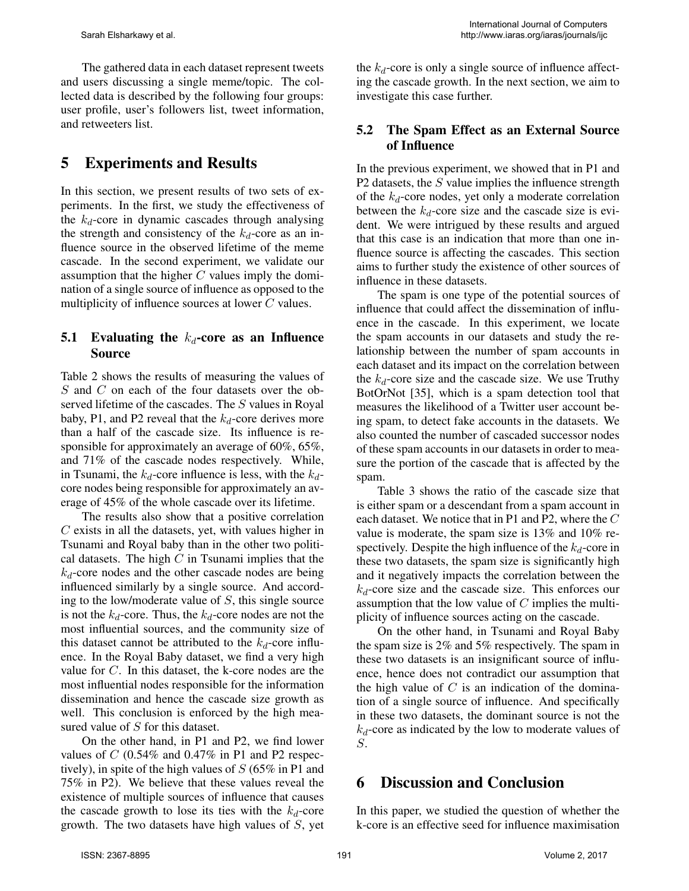The gathered data in each dataset represent tweets and users discussing a single meme/topic. The collected data is described by the following four groups: user profile, user's followers list, tweet information, and retweeters list.

# 5 Experiments and Results

In this section, we present results of two sets of experiments. In the first, we study the effectiveness of the $k_d$-core in dynamic cascades through analysing the strength and consistency of the $k_d$-core as an influence source in the observed lifetime of the meme cascade. In the second experiment, we validate our assumption that the higher $C$ values imply the domination of a single source of influence as opposed to the multiplicity of influence sources at lower $C$ values.

## 5.1 Evaluating the $k_d$-core as an Influence Source

Table 2 shows the results of measuring the values of $S$ and $C$ on each of the four datasets over the observed lifetime of the cascades. The $S$ values in Royal baby, P1, and P2 reveal that the $k_d$-core derives more than a half of the cascade size. Its influence is responsible for approximately an average of 60%, 65%, and 71% of the cascade nodes respectively. While, in Tsunami, the $k_d$-core influence is less, with the $k_d$-core nodes being responsible for approximately an average of 45% of the whole cascade over its lifetime.

The results also show that a positive correlation $C$ exists in all the datasets, yet, with values higher in Tsunami and Royal baby than in the other two political datasets. The high $C$ in Tsunami implies that the $k_d$-core nodes and the other cascade nodes are being influenced similarly by a single source. And according to the low/moderate value of $S$, this single source is not the $k_d$-core. Thus, the $k_d$-core nodes are not the most influential sources, and the community size of this dataset cannot be attributed to the $k_d$-core influence. In the Royal Baby dataset, we find a very high value for $C$. In this dataset, the k-core nodes are the most influential nodes responsible for the information dissemination and hence the cascade size growth as well. This conclusion is enforced by the high measured value of $S$ for this dataset.

On the other hand, in P1 and P2, we find lower values of $C$ (0.54% and 0.47% in P1 and P2 respectively), in spite of the high values of $S$ (65% in P1 and 75% in P2). We believe that these values reveal the existence of multiple sources of influence that causes the cascade growth to lose its ties with the $k_d$-core growth. The two datasets have high values of $S$, yet the $k_d$-core is only a single source of influence affecting the cascade growth. In the next section, we aim to investigate this case further.

## 5.2 The Spam Effect as an External Source of Influence

In the previous experiment, we showed that in P1 and P2 datasets, the $S$ value implies the influence strength of the $k_d$-core nodes, yet only a moderate correlation between the $k_d$-core size and the cascade size is evident. We were intrigued by these results and argued that this case is an indication that more than one influence source is affecting the cascades. This section aims to further study the existence of other sources of influence in these datasets.

The spam is one type of the potential sources of influence that could affect the dissemination of influence in the cascade. In this experiment, we locate the spam accounts in our datasets and study the relationship between the number of spam accounts in each dataset and its impact on the correlation between the $k_d$-core size and the cascade size. We use Truthy BotOrNot [35], which is a spam detection tool that measures the likelihood of a Twitter user account being spam, to detect fake accounts in the datasets. We also counted the number of cascaded successor nodes of these spam accounts in our datasets in order to measure the portion of the cascade that is affected by the spam.

Table 3 shows the ratio of the cascade size that is either spam or a descendant from a spam account in each dataset. We notice that in P1 and P2, where the $C$ value is moderate, the spam size is 13% and 10% respectively. Despite the high influence of the $k_d$-core in these two datasets, the spam size is significantly high and it negatively impacts the correlation between the $k_d$-core size and the cascade size. This enforces our assumption that the low value of $C$ implies the multiplicity of influence sources acting on the cascade.

On the other hand, in Tsunami and Royal Baby the spam size is 2% and 5% respectively. The spam in these two datasets is an insignificant source of influence, hence does not contradict our assumption that the high value of $C$ is an indication of the domination of a single source of influence. And specifically in these two datasets, the dominant source is not the $k_d$-core as indicated by the low to moderate values of $S$.

# 6 Discussion and Conclusion

In this paper, we studied the question of whether the k-core is an effective seed for influence maximisation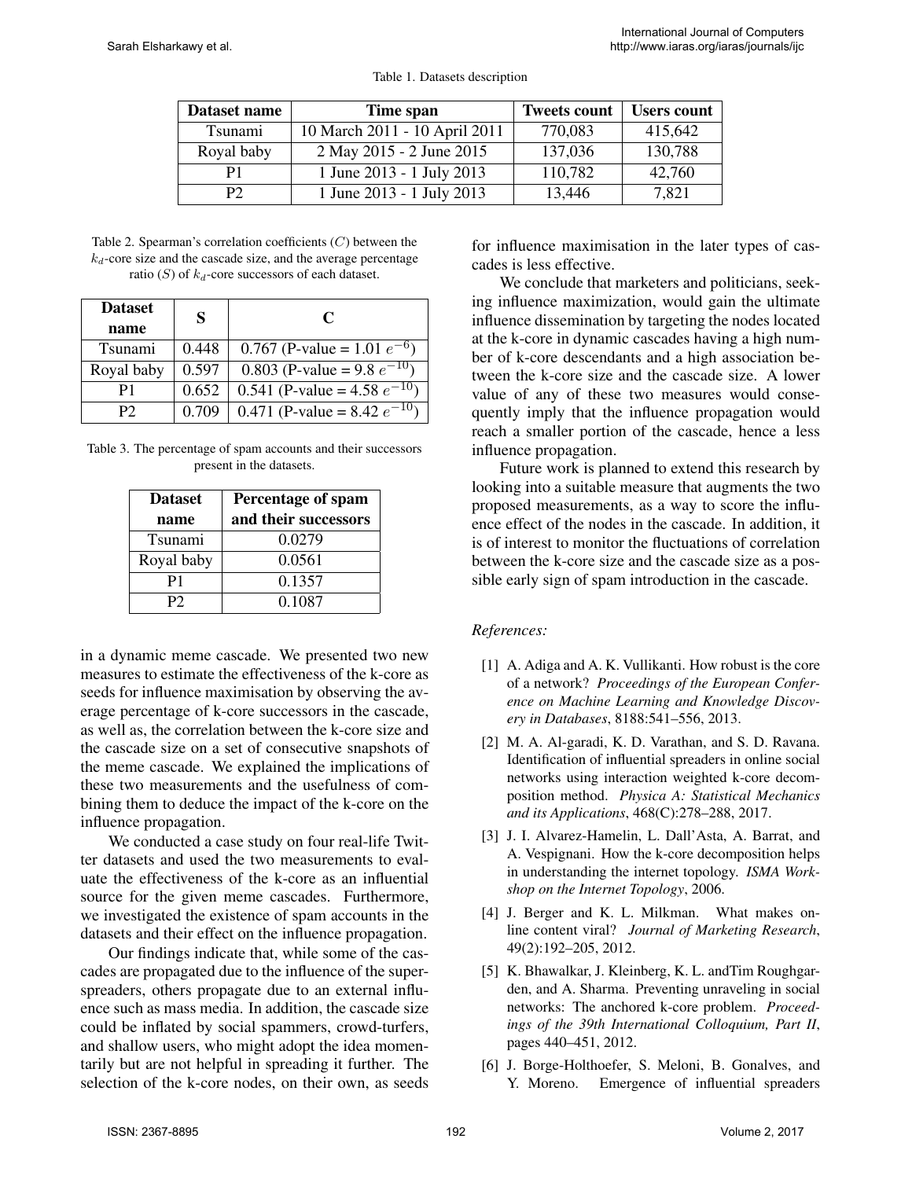Table 1. Datasets description

| Dataset name | Time span | Tweets count | Users count |
|---|---|---|---|
| Tsunami | 10 March 2011 - 10 April 2011 | 770,083 | 415,642 |
| Royal baby | 2 May 2015 - 2 June 2015 | 137,036 | 130,788 |
| P1 | 1 June 2013 - 1 July 2013 | 110,782 | 42,760 |
| P2 | 1 June 2013 - 1 July 2013 | 13,446 | 7,821 |

Table 2. Spearman's correlation coefficients ($C$) between the $k_d$-core size and the cascade size, and the average percentage ratio ($S$) of $k_d$-core successors of each dataset.

| Dataset name | S | C |
|---|---|---|
| Tsunami | 0.448 | 0.767 (P-value = 1.01 $e^{-6}$) |
| Royal baby | 0.597 | 0.803 (P-value = 9.8 $e^{-10}$) |
| P1 | 0.652 | 0.541 (P-value = 4.58 $e^{-10}$) |
| P2 | 0.709 | 0.471 (P-value = 8.42 $e^{-10}$) |

Table 3. The percentage of spam accounts and their successors present in the datasets.

| Dataset name | Percentage of spam and their successors |
|---|---|
| Tsunami | 0.0279 |
| Royal baby | 0.0561 |
| P1 | 0.1357 |
| P2 | 0.1087 |

in a dynamic meme cascade. We presented two new measures to estimate the effectiveness of the k-core as seeds for influence maximisation by observing the average percentage of k-core successors in the cascade, as well as, the correlation between the k-core size and the cascade size on a set of consecutive snapshots of the meme cascade. We explained the implications of these two measurements and the usefulness of combining them to deduce the impact of the k-core on the influence propagation.

We conducted a case study on four real-life Twitter datasets and used the two measurements to evaluate the effectiveness of the k-core as an influential source for the given meme cascades. Furthermore, we investigated the existence of spam accounts in the datasets and their effect on the influence propagation.

Our findings indicate that, while some of the cascades are propagated due to the influence of the super-spreaders, others propagate due to an external influence such as mass media. In addition, the cascade size could be inflated by social spammers, crowd-turfers, and shallow users, who might adopt the idea momentarily but are not helpful in spreading it further. The selection of the k-core nodes, on their own, as seeds for influence maximisation in the later types of cascades is less effective.

We conclude that marketers and politicians, seeking influence maximization, would gain the ultimate influence dissemination by targeting the nodes located at the k-core in dynamic cascades having a high number of k-core descendants and a high association between the k-core size and the cascade size. A lower value of any of these two measures would consequently imply that the influence propagation would reach a smaller portion of the cascade, hence a less influence propagation.

Future work is planned to extend this research by looking into a suitable measure that augments the two proposed measurements, as a way to score the influence effect of the nodes in the cascade. In addition, it is of interest to monitor the fluctuations of correlation between the k-core size and the cascade size as a possible early sign of spam introduction in the cascade.

*References:*

[1] A. Adiga and A. K. Vullikanti. How robust is the core of a network? *Proceedings of the European Conference on Machine Learning and Knowledge Discovery in Databases*, 8188:541–556, 2013.

[2] M. A. Al-garadi, K. D. Varathan, and S. D. Ravana. Identification of influential spreaders in online social networks using interaction weighted k-core decomposition method. *Physica A: Statistical Mechanics and its Applications*, 468(C):278–288, 2017.

[3] J. I. Alvarez-Hamelin, L. Dall'Asta, A. Barrat, and A. Vespignani. How the k-core decomposition helps in understanding the internet topology. *ISMA Workshop on the Internet Topology*, 2006.

[4] J. Berger and K. L. Milkman. What makes online content viral? *Journal of Marketing Research*, 49(2):192–205, 2012.

[5] K. Bhawalkar, J. Kleinberg, K. L. andTim Roughgarden, and A. Sharma. Preventing unraveling in social networks: The anchored k-core problem. *Proceedings of the 39th International Colloquium, Part II*, pages 440–451, 2012.

[6] J. Borge-Holthoefer, S. Meloni, B. Gonalves, and Y. Moreno. Emergence of influential spreaders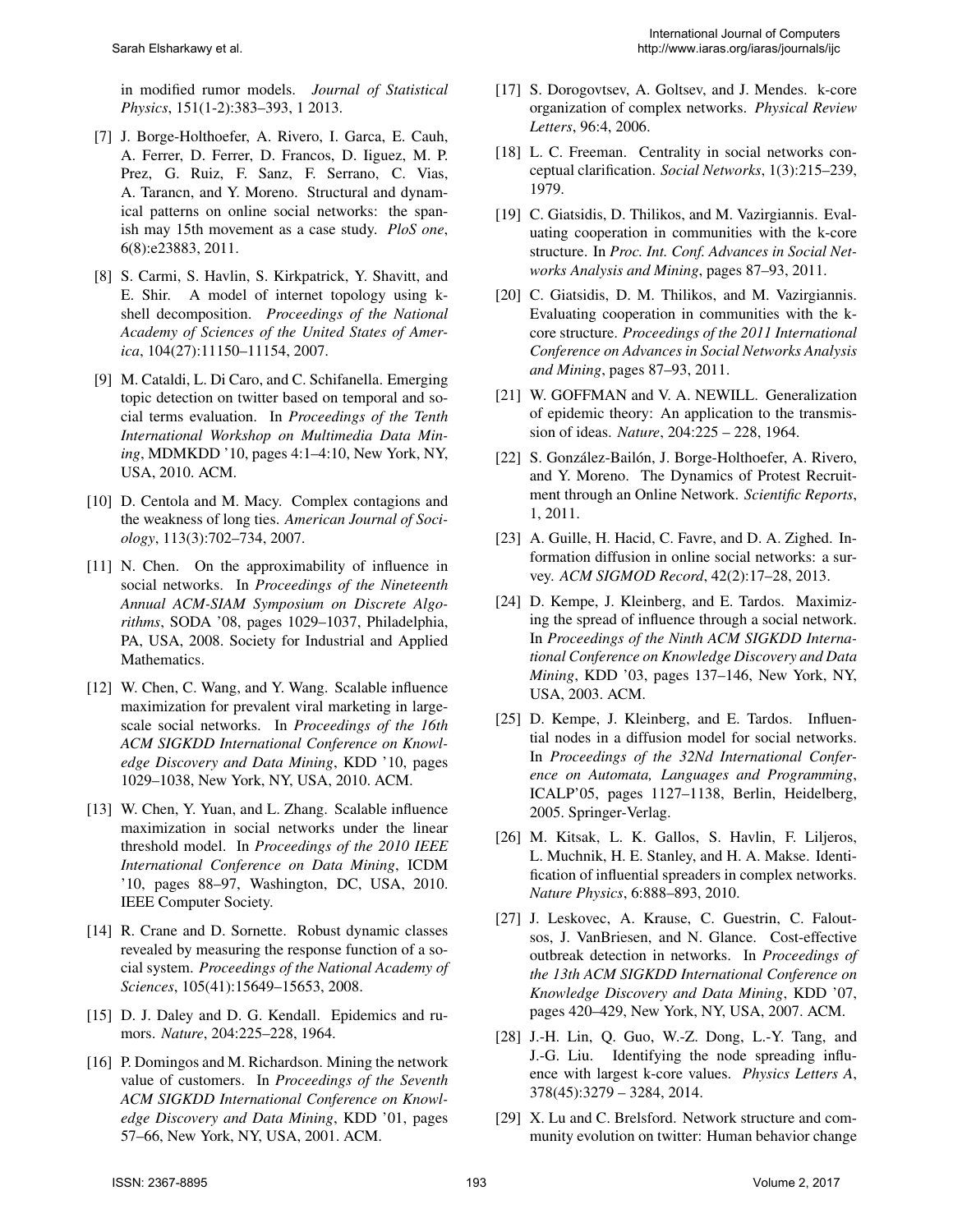in modified rumor models. *Journal of Statistical Physics*, 151(1-2):383–393, 1 2013.

[7] J. Borge-Holthoefer, A. Rivero, I. Garca, E. Cauh, A. Ferrer, D. Ferrer, D. Francos, D. Iiguez, M. P. Prez, G. Ruiz, F. Sanz, F. Serrano, C. Vias, A. Tarancn, and Y. Moreno. Structural and dynamical patterns on online social networks: the spanish may 15th movement as a case study. *PloS one*, 6(8):e23883, 2011.

[8] S. Carmi, S. Havlin, S. Kirkpatrick, Y. Shavitt, and E. Shir. A model of internet topology using k-shell decomposition. *Proceedings of the National Academy of Sciences of the United States of America*, 104(27):11150–11154, 2007.

[9] M. Cataldi, L. Di Caro, and C. Schifanella. Emerging topic detection on twitter based on temporal and social terms evaluation. In *Proceedings of the Tenth International Workshop on Multimedia Data Mining*, MDMKDD '10, pages 4:1–4:10, New York, NY, USA, 2010. ACM.

[10] D. Centola and M. Macy. Complex contagions and the weakness of long ties. *American Journal of Sociology*, 113(3):702–734, 2007.

[11] N. Chen. On the approximability of influence in social networks. In *Proceedings of the Nineteenth Annual ACM-SIAM Symposium on Discrete Algorithms*, SODA '08, pages 1029–1037, Philadelphia, PA, USA, 2008. Society for Industrial and Applied Mathematics.

[12] W. Chen, C. Wang, and Y. Wang. Scalable influence maximization for prevalent viral marketing in large-scale social networks. In *Proceedings of the 16th ACM SIGKDD International Conference on Knowledge Discovery and Data Mining*, KDD '10, pages 1029–1038, New York, NY, USA, 2010. ACM.

[13] W. Chen, Y. Yuan, and L. Zhang. Scalable influence maximization in social networks under the linear threshold model. In *Proceedings of the 2010 IEEE International Conference on Data Mining*, ICDM '10, pages 88–97, Washington, DC, USA, 2010. IEEE Computer Society.

[14] R. Crane and D. Sornette. Robust dynamic classes revealed by measuring the response function of a social system. *Proceedings of the National Academy of Sciences*, 105(41):15649–15653, 2008.

[15] D. J. Daley and D. G. Kendall. Epidemics and rumors. *Nature*, 204:225–228, 1964.

[16] P. Domingos and M. Richardson. Mining the network value of customers. In *Proceedings of the Seventh ACM SIGKDD International Conference on Knowledge Discovery and Data Mining*, KDD '01, pages 57–66, New York, NY, USA, 2001. ACM.

[17] S. Dorogovtsev, A. Goltsev, and J. Mendes. k-core organization of complex networks. *Physical Review Letters*, 96:4, 2006.

[18] L. C. Freeman. Centrality in social networks conceptual clarification. *Social Networks*, 1(3):215–239, 1979.

[19] C. Giatsidis, D. Thilikos, and M. Vazirgiannis. Evaluating cooperation in communities with the k-core structure. In *Proc. Int. Conf. Advances in Social Networks Analysis and Mining*, pages 87–93, 2011.

[20] C. Giatsidis, D. M. Thilikos, and M. Vazirgiannis. Evaluating cooperation in communities with the k-core structure. *Proceedings of the 2011 International Conference on Advances in Social Networks Analysis and Mining*, pages 87–93, 2011.

[21] W. GOFFMAN and V. A. NEWILL. Generalization of epidemic theory: An application to the transmission of ideas. *Nature*, 204:225 – 228, 1964.

[22] S. González-Bailón, J. Borge-Holthoefer, A. Rivero, and Y. Moreno. The Dynamics of Protest Recruitment through an Online Network. *Scientific Reports*, 1, 2011.

[23] A. Guille, H. Hacid, C. Favre, and D. A. Zighed. Information diffusion in online social networks: a survey. *ACM SIGMOD Record*, 42(2):17–28, 2013.

[24] D. Kempe, J. Kleinberg, and E. Tardos. Maximizing the spread of influence through a social network. In *Proceedings of the Ninth ACM SIGKDD International Conference on Knowledge Discovery and Data Mining*, KDD '03, pages 137–146, New York, NY, USA, 2003. ACM.

[25] D. Kempe, J. Kleinberg, and E. Tardos. Influential nodes in a diffusion model for social networks. In *Proceedings of the 32Nd International Conference on Automata, Languages and Programming*, ICALP'05, pages 1127–1138, Berlin, Heidelberg, 2005. Springer-Verlag.

[26] M. Kitsak, L. K. Gallos, S. Havlin, F. Liljeros, L. Muchnik, H. E. Stanley, and H. A. Makse. Identification of influential spreaders in complex networks. *Nature Physics*, 6:888–893, 2010.

[27] J. Leskovec, A. Krause, C. Guestrin, C. Faloutsos, J. VanBriesen, and N. Glance. Cost-effective outbreak detection in networks. In *Proceedings of the 13th ACM SIGKDD International Conference on Knowledge Discovery and Data Mining*, KDD '07, pages 420–429, New York, NY, USA, 2007. ACM.

[28] J.-H. Lin, Q. Guo, W.-Z. Dong, L.-Y. Tang, and J.-G. Liu. Identifying the node spreading influence with largest k-core values. *Physics Letters A*, 378(45):3279 – 3284, 2014.

[29] X. Lu and C. Brelsford. Network structure and community evolution on twitter: Human behavior change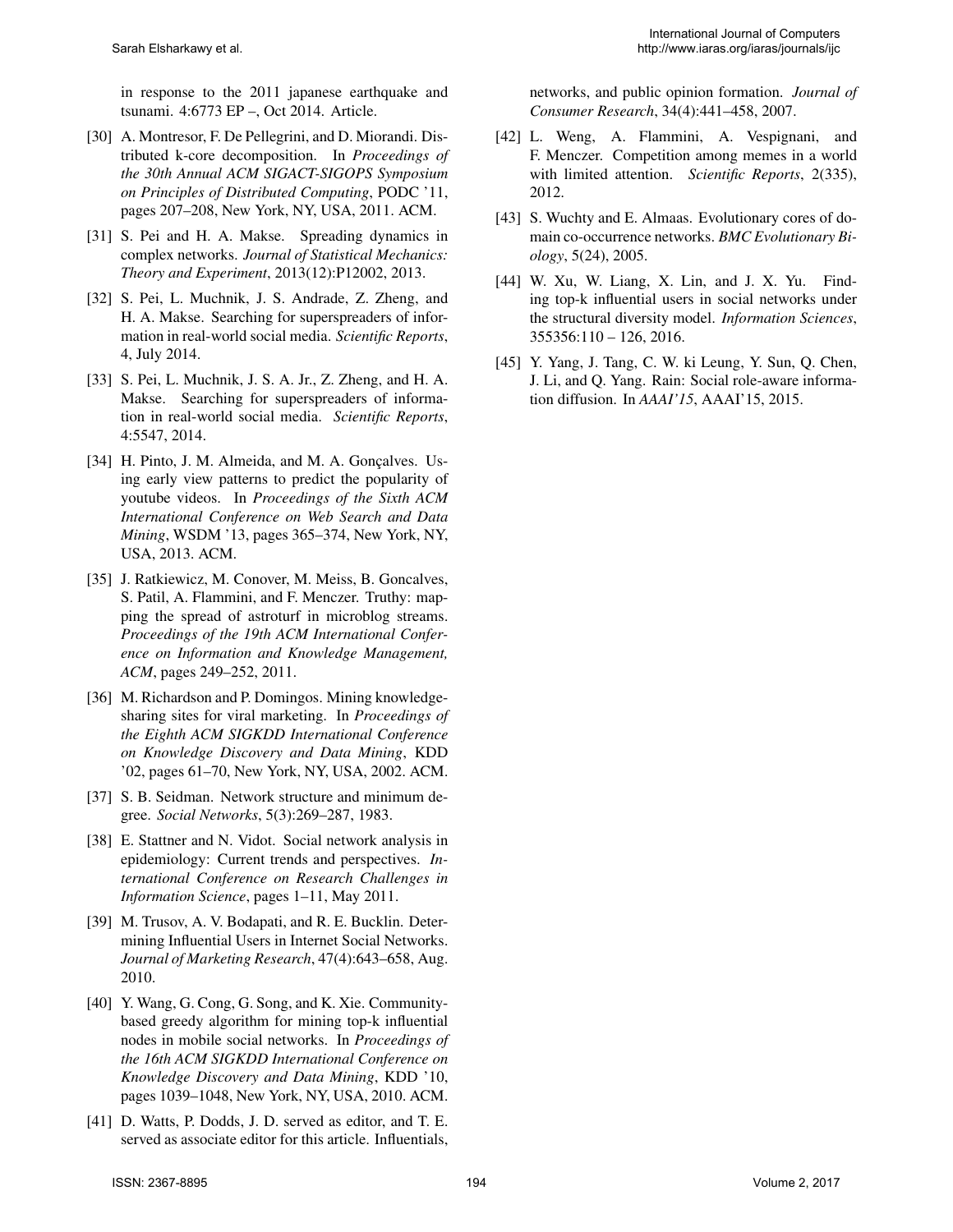in response to the 2011 japanese earthquake and tsunami. 4:6773 EP –, Oct 2014. Article.

[30] A. Montresor, F. De Pellegrini, and D. Miorandi. Distributed k-core decomposition. In *Proceedings of the 30th Annual ACM SIGACT-SIGOPS Symposium on Principles of Distributed Computing*, PODC '11, pages 207–208, New York, NY, USA, 2011. ACM.

[31] S. Pei and H. A. Makse. Spreading dynamics in complex networks. *Journal of Statistical Mechanics: Theory and Experiment*, 2013(12):P12002, 2013.

[32] S. Pei, L. Muchnik, J. S. Andrade, Z. Zheng, and H. A. Makse. Searching for superspreaders of information in real-world social media. *Scientific Reports*, 4, July 2014.

[33] S. Pei, L. Muchnik, J. S. A. Jr., Z. Zheng, and H. A. Makse. Searching for superspreaders of information in real-world social media. *Scientific Reports*, 4:5547, 2014.

[34] H. Pinto, J. M. Almeida, and M. A. Gonçalves. Using early view patterns to predict the popularity of youtube videos. In *Proceedings of the Sixth ACM International Conference on Web Search and Data Mining*, WSDM '13, pages 365–374, New York, NY, USA, 2013. ACM.

[35] J. Ratkiewicz, M. Conover, M. Meiss, B. Goncalves, S. Patil, A. Flammini, and F. Menczer. Truthy: mapping the spread of astroturf in microblog streams. *Proceedings of the 19th ACM International Conference on Information and Knowledge Management, ACM*, pages 249–252, 2011.

[36] M. Richardson and P. Domingos. Mining knowledge-sharing sites for viral marketing. In *Proceedings of the Eighth ACM SIGKDD International Conference on Knowledge Discovery and Data Mining*, KDD '02, pages 61–70, New York, NY, USA, 2002. ACM.

[37] S. B. Seidman. Network structure and minimum degree. *Social Networks*, 5(3):269–287, 1983.

[38] E. Stattner and N. Vidot. Social network analysis in epidemiology: Current trends and perspectives. *International Conference on Research Challenges in Information Science*, pages 1–11, May 2011.

[39] M. Trusov, A. V. Bodapati, and R. E. Bucklin. Determining Influential Users in Internet Social Networks. *Journal of Marketing Research*, 47(4):643–658, Aug. 2010.

[40] Y. Wang, G. Cong, G. Song, and K. Xie. Community-based greedy algorithm for mining top-k influential nodes in mobile social networks. In *Proceedings of the 16th ACM SIGKDD International Conference on Knowledge Discovery and Data Mining*, KDD '10, pages 1039–1048, New York, NY, USA, 2010. ACM.

[41] D. Watts, P. Dodds, J. D. served as editor, and T. E. served as associate editor for this article. Influentials, networks, and public opinion formation. *Journal of Consumer Research*, 34(4):441–458, 2007.

[42] L. Weng, A. Flammini, A. Vespignani, and F. Menczer. Competition among memes in a world with limited attention. *Scientific Reports*, 2(335), 2012.

[43] S. Wuchty and E. Almaas. Evolutionary cores of domain co-occurrence networks. *BMC Evolutionary Biology*, 5(24), 2005.

[44] W. Xu, W. Liang, X. Lin, and J. X. Yu. Finding top-k influential users in social networks under the structural diversity model. *Information Sciences*, 355356:110 – 126, 2016.

[45] Y. Yang, J. Tang, C. W. ki Leung, Y. Sun, Q. Chen, J. Li, and Q. Yang. Rain: Social role-aware information diffusion. In *AAAI'15*, AAAI'15, 2015.